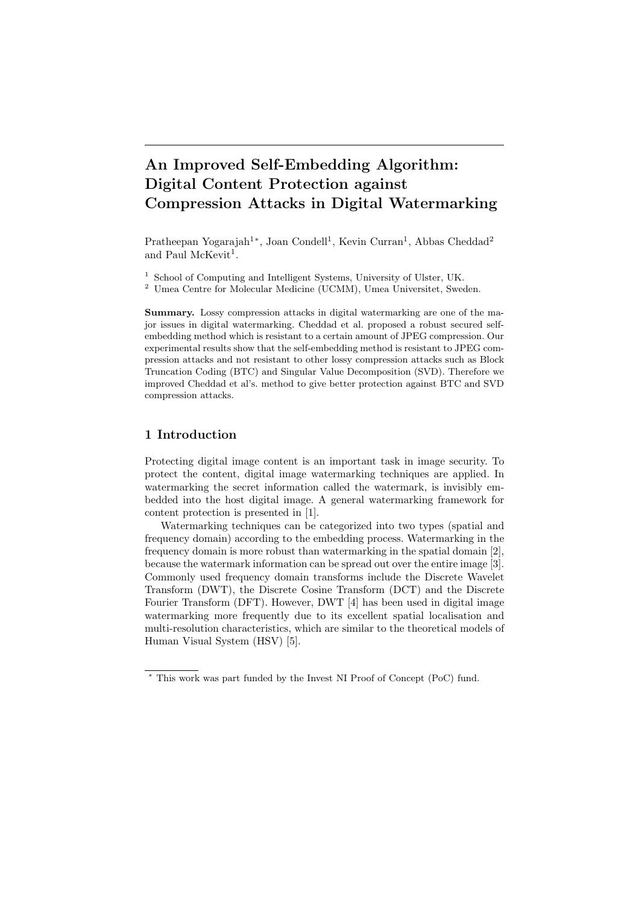# An Improved Self-Embedding Algorithm: Digital Content Protection against Compression Attacks in Digital Watermarking

Pratheepan Yogarajah[1*], Joan Condell[1], Kevin Curran[1], Abbas Cheddad[2] and Paul McKevit[1].

[1] School of Computing and Intelligent Systems, University of Ulster, UK.
[2] Umea Centre for Molecular Medicine (UCMM), Umea Universitet, Sweden.

**Summary.** Lossy compression attacks in digital watermarking are one of the major issues in digital watermarking. Cheddad et al. proposed a robust secured self-embedding method which is resistant to a certain amount of JPEG compression. Our experimental results show that the self-embedding method is resistant to JPEG compression attacks and not resistant to other lossy compression attacks such as Block Truncation Coding (BTC) and Singular Value Decomposition (SVD). Therefore we improved Cheddad et al's. method to give better protection against BTC and SVD compression attacks.

## 1 Introduction

Protecting digital image content is an important task in image security. To protect the content, digital image watermarking techniques are applied. In watermarking the secret information called the watermark, is invisibly embedded into the host digital image. A general watermarking framework for content protection is presented in [1].

Watermarking techniques can be categorized into two types (spatial and frequency domain) according to the embedding process. Watermarking in the frequency domain is more robust than watermarking in the spatial domain [2], because the watermark information can be spread out over the entire image [3]. Commonly used frequency domain transforms include the Discrete Wavelet Transform (DWT), the Discrete Cosine Transform (DCT) and the Discrete Fourier Transform (DFT). However, DWT [4] has been used in digital image watermarking more frequently due to its excellent spatial localisation and multi-resolution characteristics, which are similar to the theoretical models of Human Visual System (HSV) [5].

[*] This work was part funded by the Invest NI Proof of Concept (PoC) fund.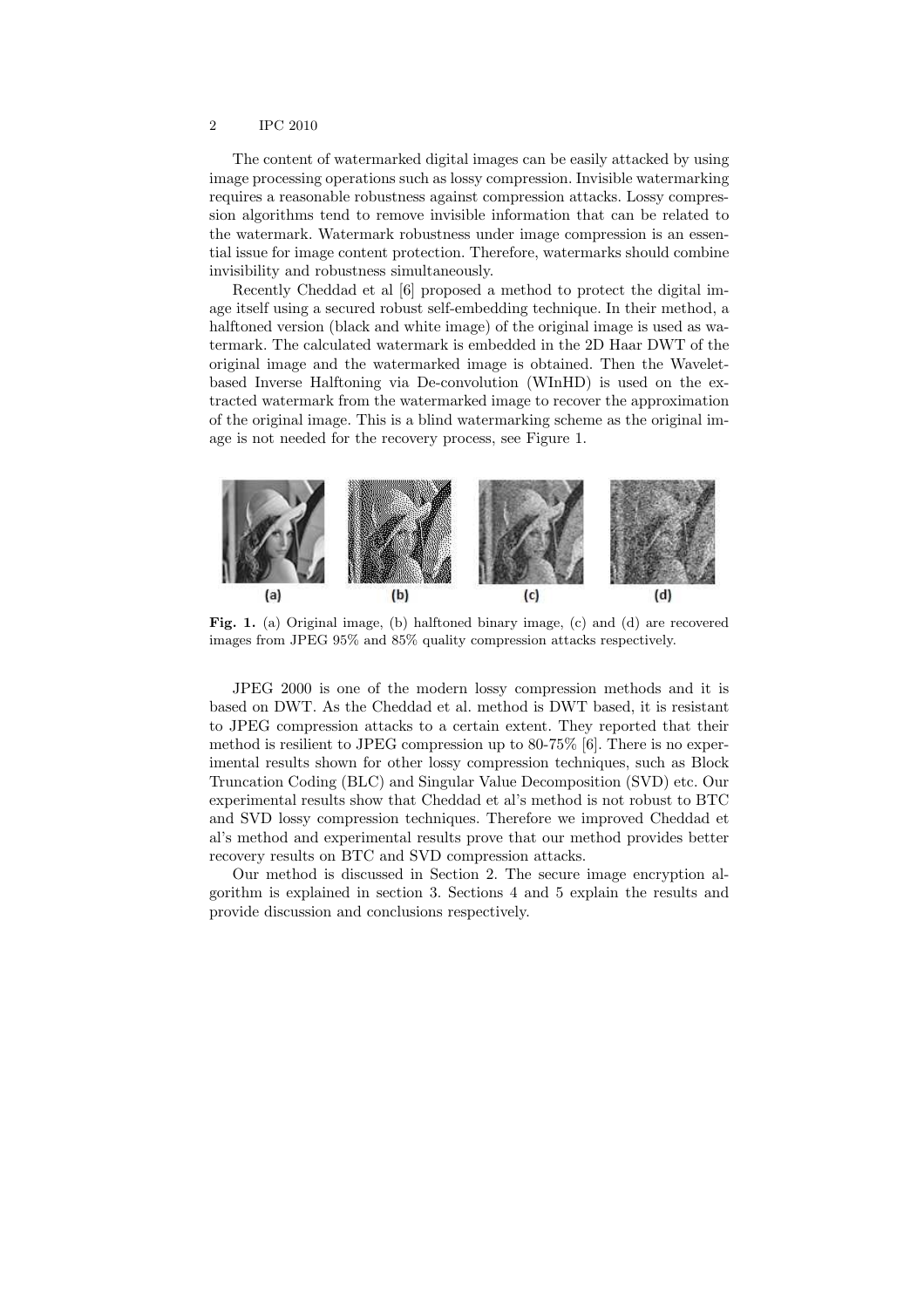The content of watermarked digital images can be easily attacked by using image processing operations such as lossy compression. Invisible watermarking requires a reasonable robustness against compression attacks. Lossy compression algorithms tend to remove invisible information that can be related to the watermark. Watermark robustness under image compression is an essential issue for image content protection. Therefore, watermarks should combine invisibility and robustness simultaneously.

Recently Cheddad et al [6] proposed a method to protect the digital image itself using a secured robust self-embedding technique. In their method, a halftoned version (black and white image) of the original image is used as watermark. The calculated watermark is embedded in the 2D Haar DWT of the original image and the watermarked image is obtained. Then the Wavelet-based Inverse Halftoning via De-convolution (WInHD) is used on the extracted watermark from the watermarked image to recover the approximation of the original image. This is a blind watermarking scheme as the original image is not needed for the recovery process, see Figure 1.

**Fig. 1.** (a) Original image, (b) halftoned binary image, (c) and (d) are recovered images from JPEG 95% and 85% quality compression attacks respectively.

JPEG 2000 is one of the modern lossy compression methods and it is based on DWT. As the Cheddad et al. method is DWT based, it is resistant to JPEG compression attacks to a certain extent. They reported that their method is resilient to JPEG compression up to 80-75% [6]. There is no experimental results shown for other lossy compression techniques, such as Block Truncation Coding (BLC) and Singular Value Decomposition (SVD) etc. Our experimental results show that Cheddad et al's method is not robust to BTC and SVD lossy compression techniques. Therefore we improved Cheddad et al's method and experimental results prove that our method provides better recovery results on BTC and SVD compression attacks.

Our method is discussed in Section 2. The secure image encryption algorithm is explained in section 3. Sections 4 and 5 explain the results and provide discussion and conclusions respectively.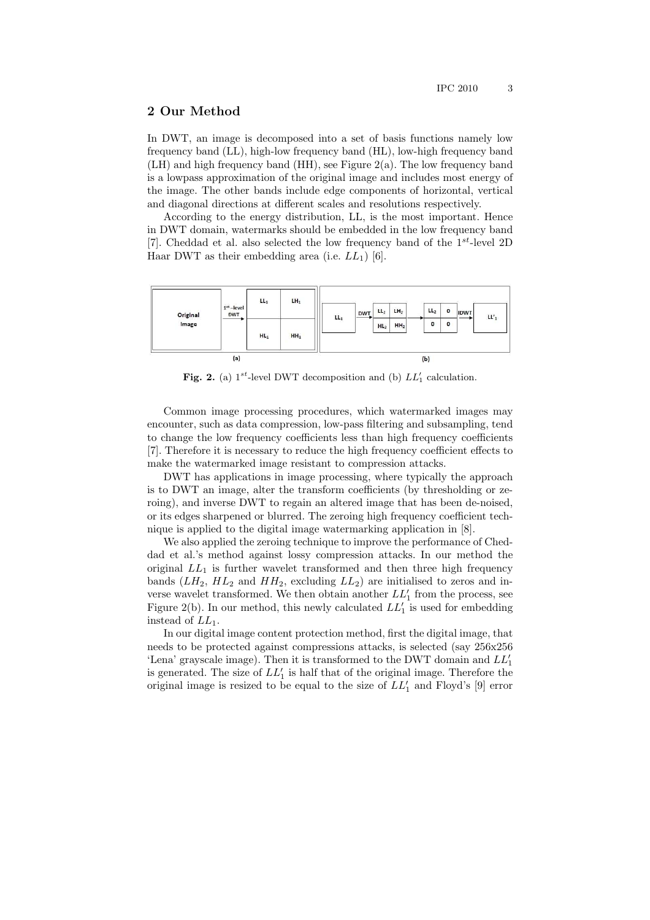## 2 Our Method

In DWT, an image is decomposed into a set of basis functions namely low frequency band (LL), high-low frequency band (HL), low-high frequency band (LH) and high frequency band (HH), see Figure 2(a). The low frequency band is a lowpass approximation of the original image and includes most energy of the image. The other bands include edge components of horizontal, vertical and diagonal directions at different scales and resolutions respectively.

According to the energy distribution, LL, is the most important. Hence in DWT domain, watermarks should be embedded in the low frequency band [7]. Cheddad et al. also selected the low frequency band of the $1^{st}$-level 2D Haar DWT as their embedding area (i.e. $LL_1$) [6].

**Fig. 2.** (a) $1^{st}$-level DWT decomposition and (b) $LL'_1$ calculation.

Common image processing procedures, which watermarked images may encounter, such as data compression, low-pass filtering and subsampling, tend to change the low frequency coefficients less than high frequency coefficients [7]. Therefore it is necessary to reduce the high frequency coefficient effects to make the watermarked image resistant to compression attacks.

DWT has applications in image processing, where typically the approach is to DWT an image, alter the transform coefficients (by thresholding or zeroing), and inverse DWT to regain an altered image that has been de-noised, or its edges sharpened or blurred. The zeroing high frequency coefficient technique is applied to the digital image watermarking application in [8].

We also applied the zeroing technique to improve the performance of Cheddad et al.'s method against lossy compression attacks. In our method the original $LL_1$ is further wavelet transformed and then three high frequency bands ($LH_2$, $HL_2$ and $HH_2$, excluding $LL_2$) are initialised to zeros and inverse wavelet transformed. We then obtain another $LL'_1$ from the process, see Figure 2(b). In our method, this newly calculated $LL'_1$ is used for embedding instead of $LL_1$.

In our digital image content protection method, first the digital image, that needs to be protected against compressions attacks, is selected (say 256x256 'Lena' grayscale image). Then it is transformed to the DWT domain and $LL'_1$ is generated. The size of $LL'_1$ is half that of the original image. Therefore the original image is resized to be equal to the size of $LL'_1$ and Floyd's [9] error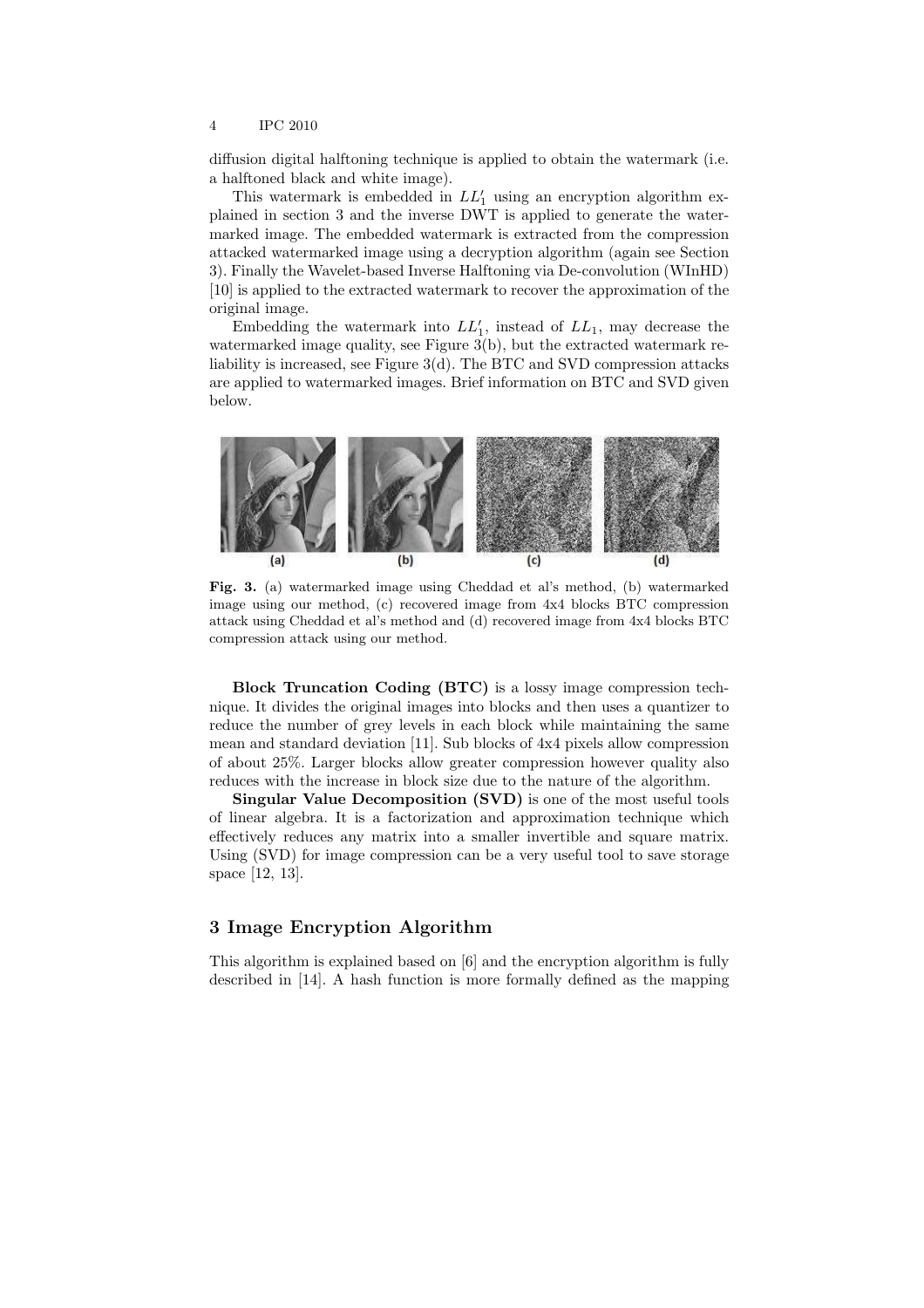diffusion digital halftoning technique is applied to obtain the watermark (i.e. a halftoned black and white image).

This watermark is embedded in $LL_1'$ using an encryption algorithm explained in section 3 and the inverse DWT is applied to generate the watermarked image. The embedded watermark is extracted from the compression attacked watermarked image using a decryption algorithm (again see Section 3). Finally the Wavelet-based Inverse Halftoning via De-convolution (WInHD) [10] is applied to the extracted watermark to recover the approximation of the original image.

Embedding the watermark into $LL_1'$, instead of $LL_1$, may decrease the watermarked image quality, see Figure 3(b), but the extracted watermark reliability is increased, see Figure 3(d). The BTC and SVD compression attacks are applied to watermarked images. Brief information on BTC and SVD given below.

**Fig. 3.** (a) watermarked image using Cheddad et al's method, (b) watermarked image using our method, (c) recovered image from 4x4 blocks BTC compression attack using Cheddad et al's method and (d) recovered image from 4x4 blocks BTC compression attack using our method.

**Block Truncation Coding (BTC)** is a lossy image compression technique. It divides the original images into blocks and then uses a quantizer to reduce the number of grey levels in each block while maintaining the same mean and standard deviation [11]. Sub blocks of 4x4 pixels allow compression of about 25%. Larger blocks allow greater compression however quality also reduces with the increase in block size due to the nature of the algorithm.

**Singular Value Decomposition (SVD)** is one of the most useful tools of linear algebra. It is a factorization and approximation technique which effectively reduces any matrix into a smaller invertible and square matrix. Using (SVD) for image compression can be a very useful tool to save storage space [12, 13].

## 3 Image Encryption Algorithm

This algorithm is explained based on [6] and the encryption algorithm is fully described in [14]. A hash function is more formally defined as the mapping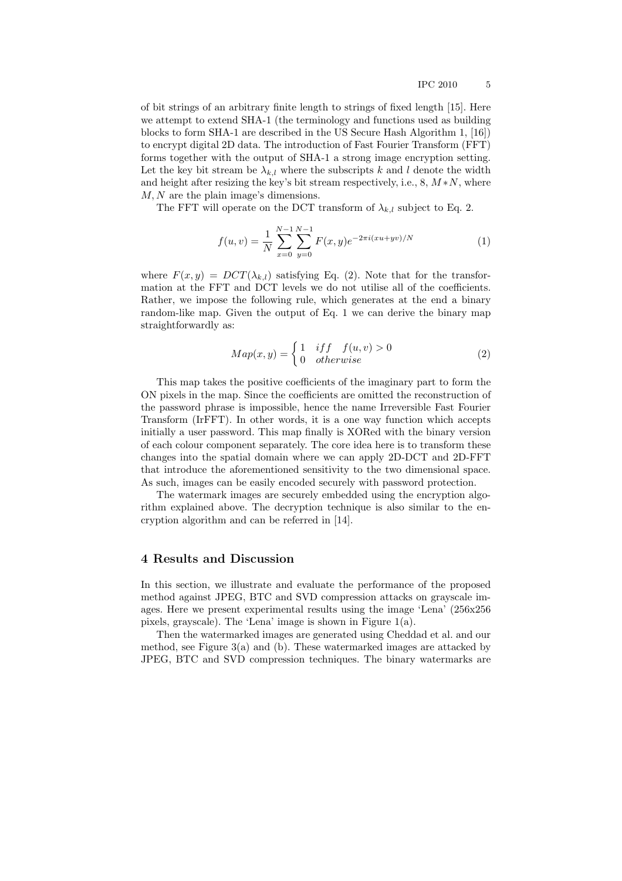of bit strings of an arbitrary finite length to strings of fixed length [15]. Here we attempt to extend SHA-1 (the terminology and functions used as building blocks to form SHA-1 are described in the US Secure Hash Algorithm 1, [16]) to encrypt digital 2D data. The introduction of Fast Fourier Transform (FFT) forms together with the output of SHA-1 a strong image encryption setting. Let the key bit stream be $\lambda_{k,l}$ where the subscripts $k$ and $l$ denote the width and height after resizing the key's bit stream respectively, i.e., 8, $M*N$, where $M, N$ are the plain image's dimensions.

The FFT will operate on the DCT transform of $\lambda_{k,l}$ subject to Eq. 2.

$$f(u,v) = \frac{1}{N} \sum_{x=0}^{N-1} \sum_{y=0}^{N-1} F(x,y) e^{-2\pi i (xu+yv)/N} \tag{1}$$

where $F(x,y) = DCT(\lambda_{k,l})$ satisfying Eq. (2). Note that for the transformation at the FFT and DCT levels we do not utilise all of the coefficients. Rather, we impose the following rule, which generates at the end a binary random-like map. Given the output of Eq. 1 we can derive the binary map straightforwardly as:

$$Map(x,y) = \begin{cases} 1 & iff \quad f(u,v) > 0 \\ 0 & otherwise \end{cases} \tag{2}$$

This map takes the positive coefficients of the imaginary part to form the ON pixels in the map. Since the coefficients are omitted the reconstruction of the password phrase is impossible, hence the name Irreversible Fast Fourier Transform (IrFFT). In other words, it is a one way function which accepts initially a user password. This map finally is XORed with the binary version of each colour component separately. The core idea here is to transform these changes into the spatial domain where we can apply 2D-DCT and 2D-FFT that introduce the aforementioned sensitivity to the two dimensional space. As such, images can be easily encoded securely with password protection.

The watermark images are securely embedded using the encryption algorithm explained above. The decryption technique is also similar to the encryption algorithm and can be referred in [14].

## 4 Results and Discussion

In this section, we illustrate and evaluate the performance of the proposed method against JPEG, BTC and SVD compression attacks on grayscale images. Here we present experimental results using the image 'Lena' (256x256 pixels, grayscale). The 'Lena' image is shown in Figure 1(a).

Then the watermarked images are generated using Cheddad et al. and our method, see Figure 3(a) and (b). These watermarked images are attacked by JPEG, BTC and SVD compression techniques. The binary watermarks are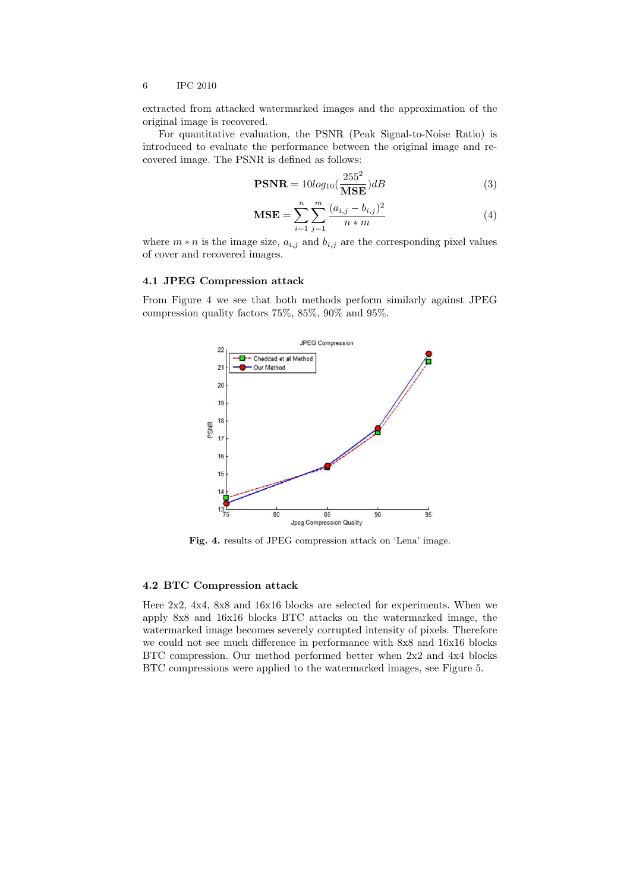extracted from attacked watermarked images and the approximation of the original image is recovered.

For quantitative evaluation, the PSNR (Peak Signal-to-Noise Ratio) is introduced to evaluate the performance between the original image and recovered image. The PSNR is defined as follows:

$$\mathbf{PSNR} = 10log_{10}(\frac{255^2}{\mathbf{MSE}})dB \tag{3}$$

$$\mathbf{MSE} = \sum_{i=1}^{n}\sum_{j=1}^{m}\frac{(a_{i,j} - b_{i,j})^2}{n * m} \tag{4}$$

where $m * n$ is the image size, $a_{i,j}$ and $b_{i,j}$ are the corresponding pixel values of cover and recovered images.

### 4.1 JPEG Compression attack

From Figure 4 we see that both methods perform similarly against JPEG compression quality factors 75%, 85%, 90% and 95%.

**Fig. 4.** results of JPEG compression attack on 'Lena' image.

### 4.2 BTC Compression attack

Here 2x2, 4x4, 8x8 and 16x16 blocks are selected for experiments. When we apply 8x8 and 16x16 blocks BTC attacks on the watermarked image, the watermarked image becomes severely corrupted intensity of pixels. Therefore we could not see much difference in performance with 8x8 and 16x16 blocks BTC compression. Our method performed better when 2x2 and 4x4 blocks BTC compressions were applied to the watermarked images, see Figure 5.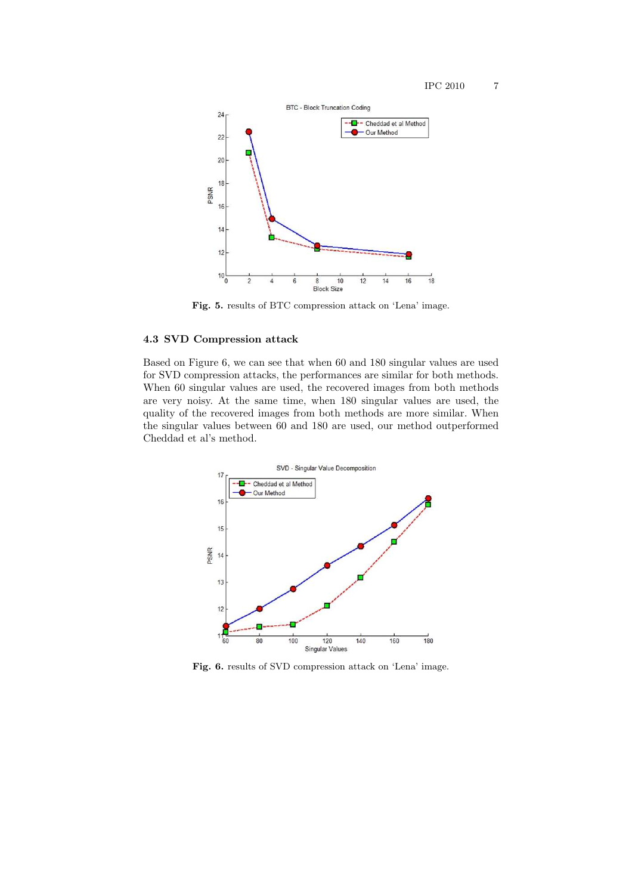Fig. 5. results of BTC compression attack on 'Lena' image.

### 4.3 SVD Compression attack

Based on Figure 6, we can see that when 60 and 180 singular values are used for SVD compression attacks, the performances are similar for both methods. When 60 singular values are used, the recovered images from both methods are very noisy. At the same time, when 180 singular values are used, the quality of the recovered images from both methods are more similar. When the singular values between 60 and 180 are used, our method outperformed Cheddad et al's method.

Fig. 6. results of SVD compression attack on 'Lena' image.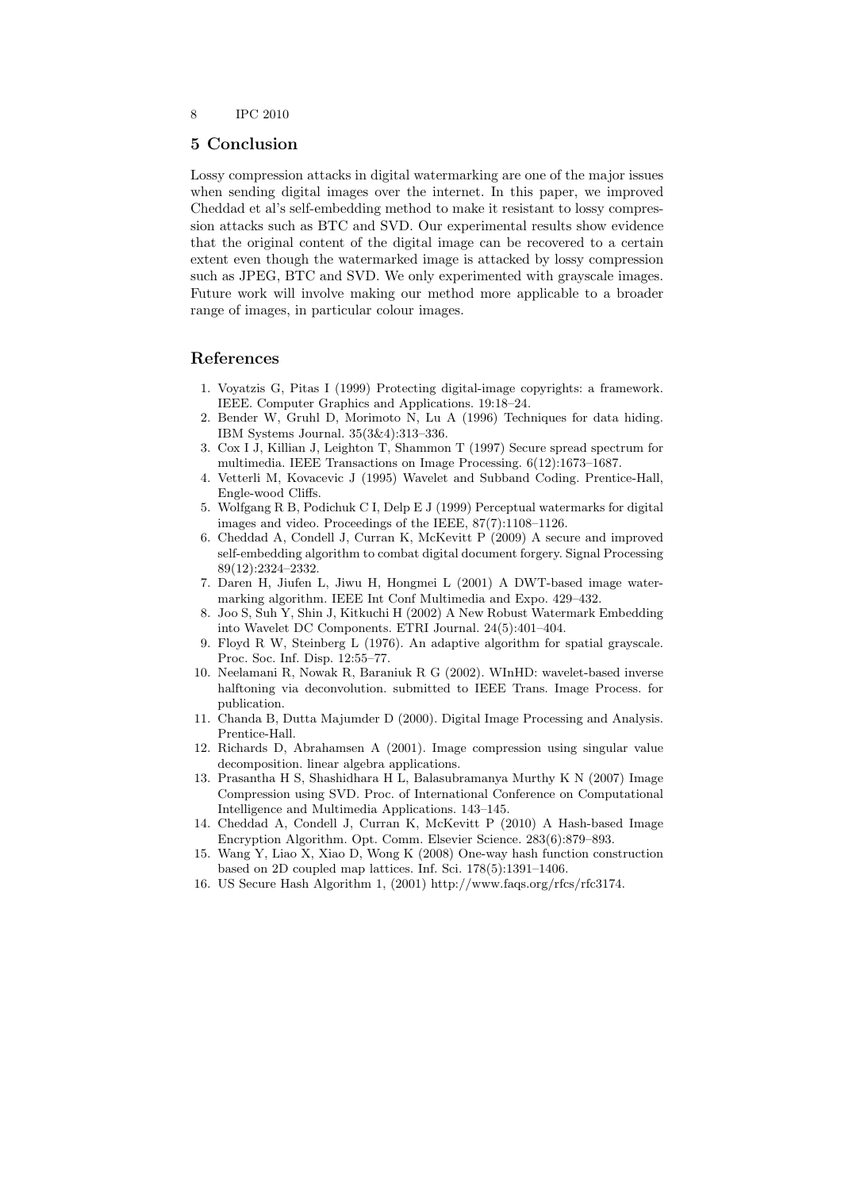## 5 Conclusion

Lossy compression attacks in digital watermarking are one of the major issues when sending digital images over the internet. In this paper, we improved Cheddad et al's self-embedding method to make it resistant to lossy compression attacks such as BTC and SVD. Our experimental results show evidence that the original content of the digital image can be recovered to a certain extent even though the watermarked image is attacked by lossy compression such as JPEG, BTC and SVD. We only experimented with grayscale images. Future work will involve making our method more applicable to a broader range of images, in particular colour images.

## References

1. Voyatzis G, Pitas I (1999) Protecting digital-image copyrights: a framework. IEEE. Computer Graphics and Applications. 19:18–24.
2. Bender W, Gruhl D, Morimoto N, Lu A (1996) Techniques for data hiding. IBM Systems Journal. 35(3&4):313–336.
3. Cox I J, Killian J, Leighton T, Shammon T (1997) Secure spread spectrum for multimedia. IEEE Transactions on Image Processing. 6(12):1673–1687.
4. Vetterli M, Kovacevic J (1995) Wavelet and Subband Coding. Prentice-Hall, Engle-wood Cliffs.
5. Wolfgang R B, Podichuk C I, Delp E J (1999) Perceptual watermarks for digital images and video. Proceedings of the IEEE, 87(7):1108–1126.
6. Cheddad A, Condell J, Curran K, McKevitt P (2009) A secure and improved self-embedding algorithm to combat digital document forgery. Signal Processing 89(12):2324–2332.
7. Daren H, Jiufen L, Jiwu H, Hongmei L (2001) A DWT-based image watermarking algorithm. IEEE Int Conf Multimedia and Expo. 429–432.
8. Joo S, Suh Y, Shin J, Kitkuchi H (2002) A New Robust Watermark Embedding into Wavelet DC Components. ETRI Journal. 24(5):401–404.
9. Floyd R W, Steinberg L (1976). An adaptive algorithm for spatial grayscale. Proc. Soc. Inf. Disp. 12:55–77.
10. Neelamani R, Nowak R, Baraniuk R G (2002). WInHD: wavelet-based inverse halftoning via deconvolution. submitted to IEEE Trans. Image Process. for publication.
11. Chanda B, Dutta Majumder D (2000). Digital Image Processing and Analysis. Prentice-Hall.
12. Richards D, Abrahamsen A (2001). Image compression using singular value decomposition. linear algebra applications.
13. Prasantha H S, Shashidhara H L, Balasubramanya Murthy K N (2007) Image Compression using SVD. Proc. of International Conference on Computational Intelligence and Multimedia Applications. 143–145.
14. Cheddad A, Condell J, Curran K, McKevitt P (2010) A Hash-based Image Encryption Algorithm. Opt. Comm. Elsevier Science. 283(6):879–893.
15. Wang Y, Liao X, Xiao D, Wong K (2008) One-way hash function construction based on 2D coupled map lattices. Inf. Sci. 178(5):1391–1406.
16. US Secure Hash Algorithm 1, (2001) http://www.faqs.org/rfcs/rfc3174.